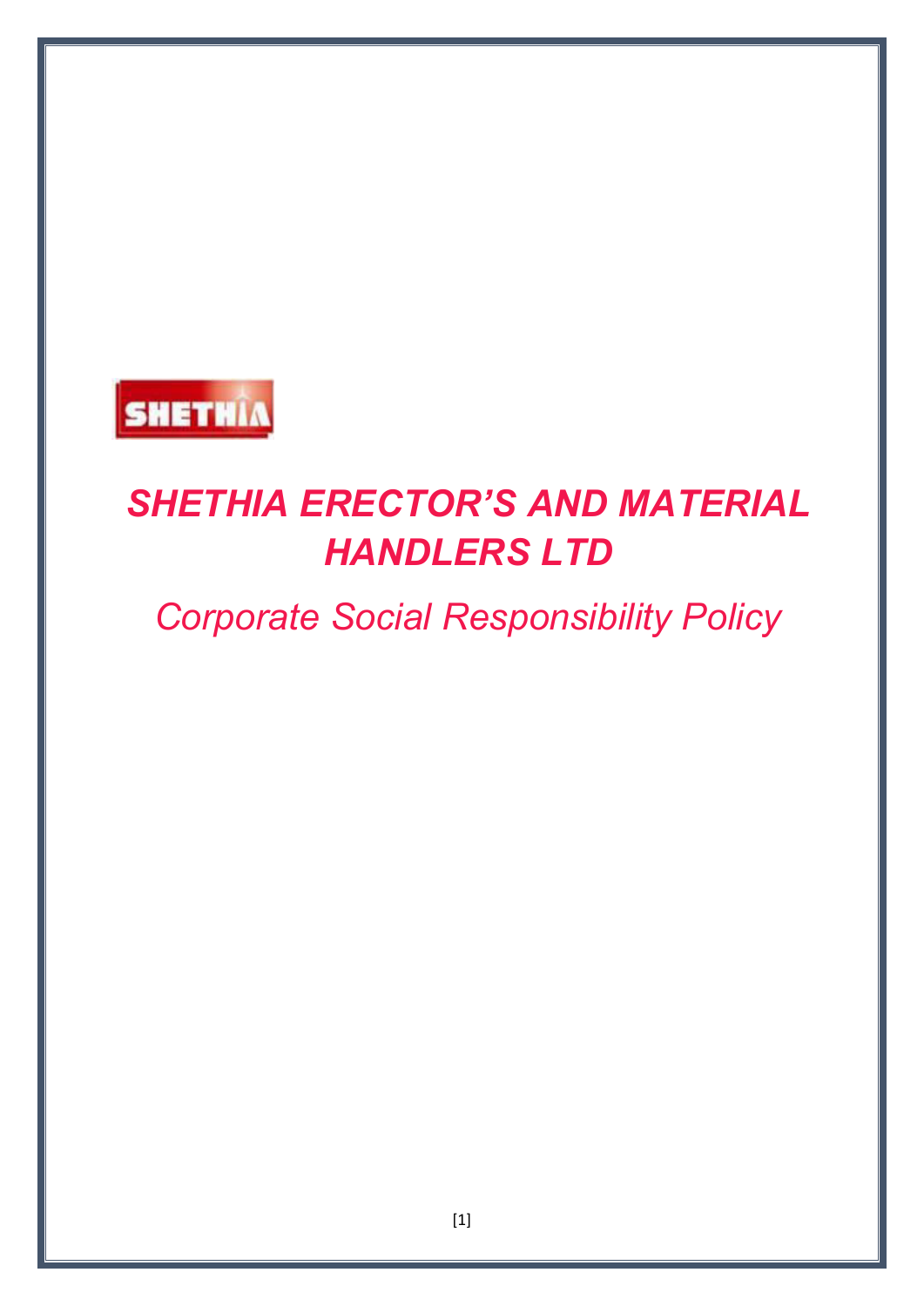SHETHIA

# *SHETHIA ERECTOR'S AND MATERIAL HANDLERS LTD*

## *Corporate Social Responsibility Policy*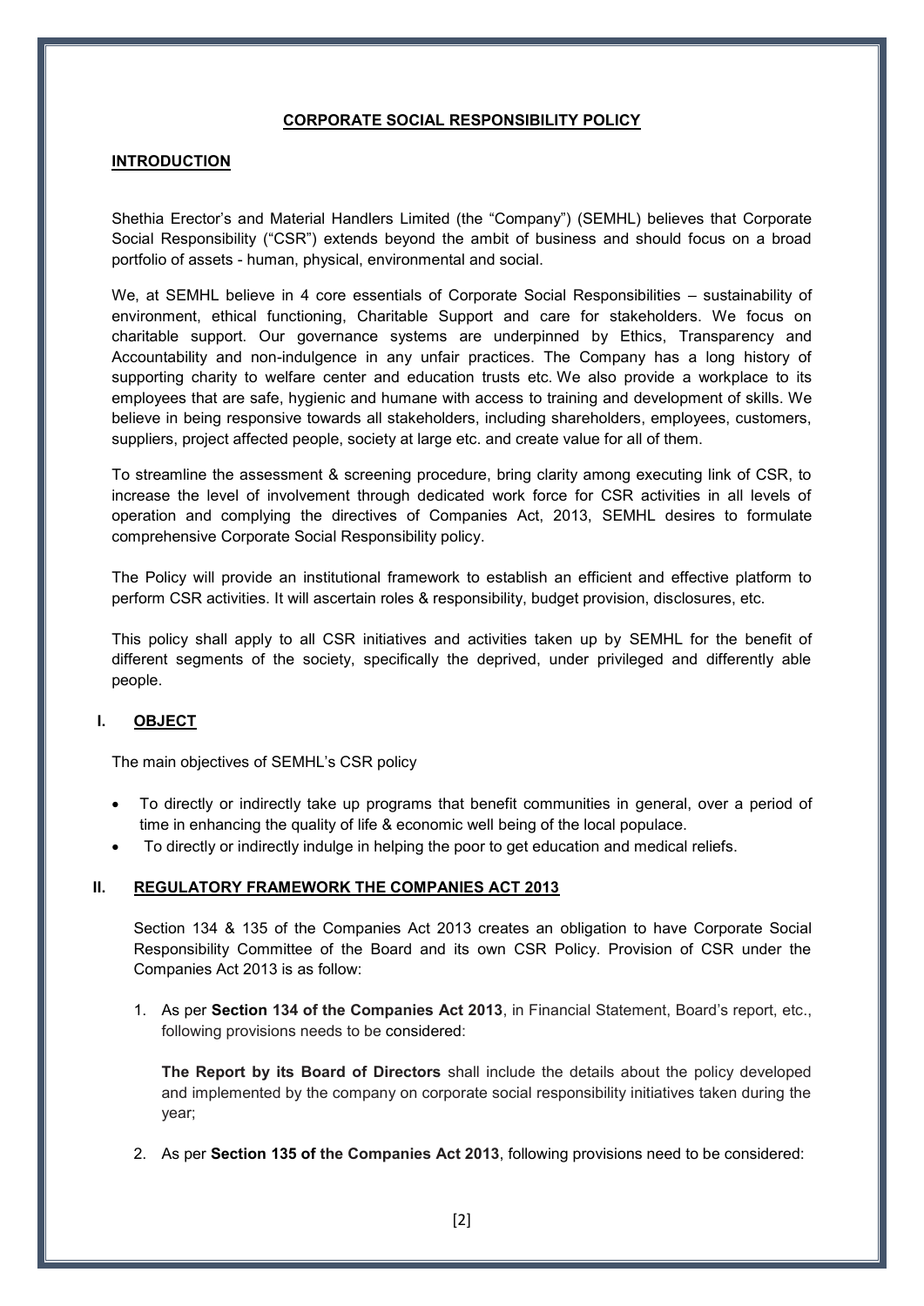## CORPORATE SOCIAL RESPONSIBILITY POLICY

### INTRODUCTION

Shethia Erector's and Material Handlers Limited (the "Company") (SEMHL) believes that Corporate Social Responsibility ("CSR") extends beyond the ambit of business and should focus on a broad portfolio of assets - human, physical, environmental and social.

We, at SEMHL believe in 4 core essentials of Corporate Social Responsibilities – sustainability of environment, ethical functioning, Charitable Support and care for stakeholders. We focus on charitable support. Our governance systems are underpinned by Ethics, Transparency and Accountability and non-indulgence in any unfair practices. The Company has a long history of supporting charity to welfare center and education trusts etc. We also provide a workplace to its employees that are safe, hygienic and humane with access to training and development of skills. We believe in being responsive towards all stakeholders, including shareholders, employees, customers, suppliers, project affected people, society at large etc. and create value for all of them.

To streamline the assessment & screening procedure, bring clarity among executing link of CSR, to increase the level of involvement through dedicated work force for CSR activities in all levels of operation and complying the directives of Companies Act, 2013, SEMHL desires to formulate comprehensive Corporate Social Responsibility policy.

The Policy will provide an institutional framework to establish an efficient and effective platform to perform CSR activities. It will ascertain roles & responsibility, budget provision, disclosures, etc.

This policy shall apply to all CSR initiatives and activities taken up by SEMHL for the benefit of different segments of the society, specifically the deprived, under privileged and differently able people.

### I. OBJECT

The main objectives of SEMHL's CSR policy

- To directly or indirectly take up programs that benefit communities in general, over a period of time in enhancing the quality of life & economic well being of the local populace.
- To directly or indirectly indulge in helping the poor to get education and medical reliefs.

### II. REGULATORY FRAMEWORK THE COMPANIES ACT 2013

Section 134 & 135 of the Companies Act 2013 creates an obligation to have Corporate Social Responsibility Committee of the Board and its own CSR Policy. Provision of CSR under the Companies Act 2013 is as follow:

1. As per **Section 134 of the Companies Act 2013**, in Financial Statement, Board's report, etc., following provisions needs to be considered:

   **The Report by its Board of Directors** shall include the details about the policy developed and implemented by the company on corporate social responsibility initiatives taken during the year;

2. As per **Section 135 of the Companies Act 2013**, following provisions need to be considered: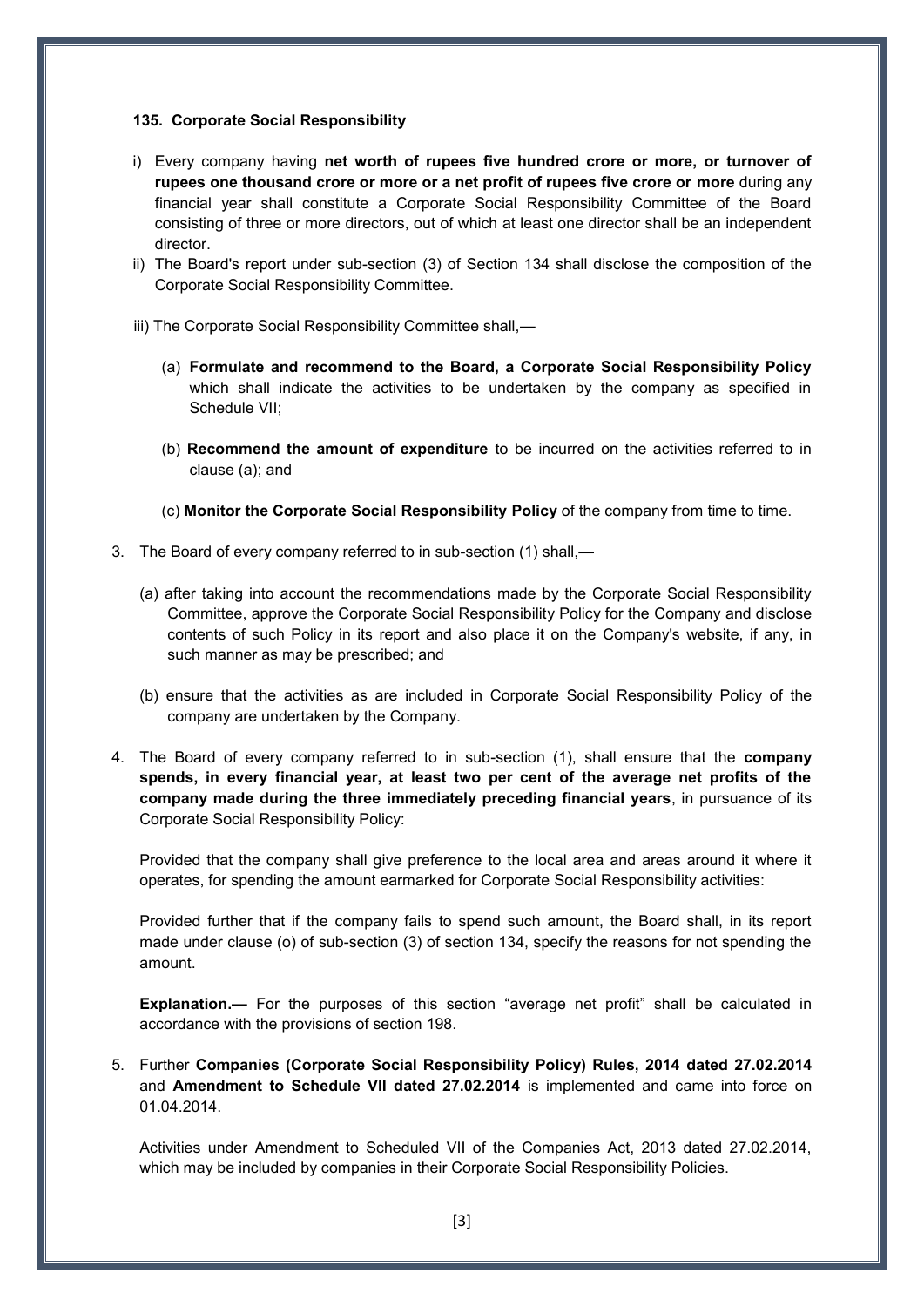#### 135. Corporate Social Responsibility

i) Every company having **net worth of rupees five hundred crore or more, or turnover of rupees one thousand crore or more or a net profit of rupees five crore or more** during any financial year shall constitute a Corporate Social Responsibility Committee of the Board consisting of three or more directors, out of which at least one director shall be an independent director.

ii) The Board's report under sub-section (3) of Section 134 shall disclose the composition of the Corporate Social Responsibility Committee.

iii) The Corporate Social Responsibility Committee shall,—

(a) **Formulate and recommend to the Board, a Corporate Social Responsibility Policy** which shall indicate the activities to be undertaken by the company as specified in Schedule VII;

(b) **Recommend the amount of expenditure** to be incurred on the activities referred to in clause (a); and

(c) **Monitor the Corporate Social Responsibility Policy** of the company from time to time.

3. The Board of every company referred to in sub-section (1) shall,—

   (a) after taking into account the recommendations made by the Corporate Social Responsibility Committee, approve the Corporate Social Responsibility Policy for the Company and disclose contents of such Policy in its report and also place it on the Company's website, if any, in such manner as may be prescribed; and

   (b) ensure that the activities as are included in Corporate Social Responsibility Policy of the company are undertaken by the Company.

4. The Board of every company referred to in sub-section (1), shall ensure that the **company spends, in every financial year, at least two per cent of the average net profits of the company made during the three immediately preceding financial years**, in pursuance of its Corporate Social Responsibility Policy:

   Provided that the company shall give preference to the local area and areas around it where it operates, for spending the amount earmarked for Corporate Social Responsibility activities:

   Provided further that if the company fails to spend such amount, the Board shall, in its report made under clause (o) of sub-section (3) of section 134, specify the reasons for not spending the amount.

   **Explanation.—** For the purposes of this section "average net profit" shall be calculated in accordance with the provisions of section 198.

5. Further **Companies (Corporate Social Responsibility Policy) Rules, 2014 dated 27.02.2014** and **Amendment to Schedule VII dated 27.02.2014** is implemented and came into force on 01.04.2014.

   Activities under Amendment to Scheduled VII of the Companies Act, 2013 dated 27.02.2014, which may be included by companies in their Corporate Social Responsibility Policies.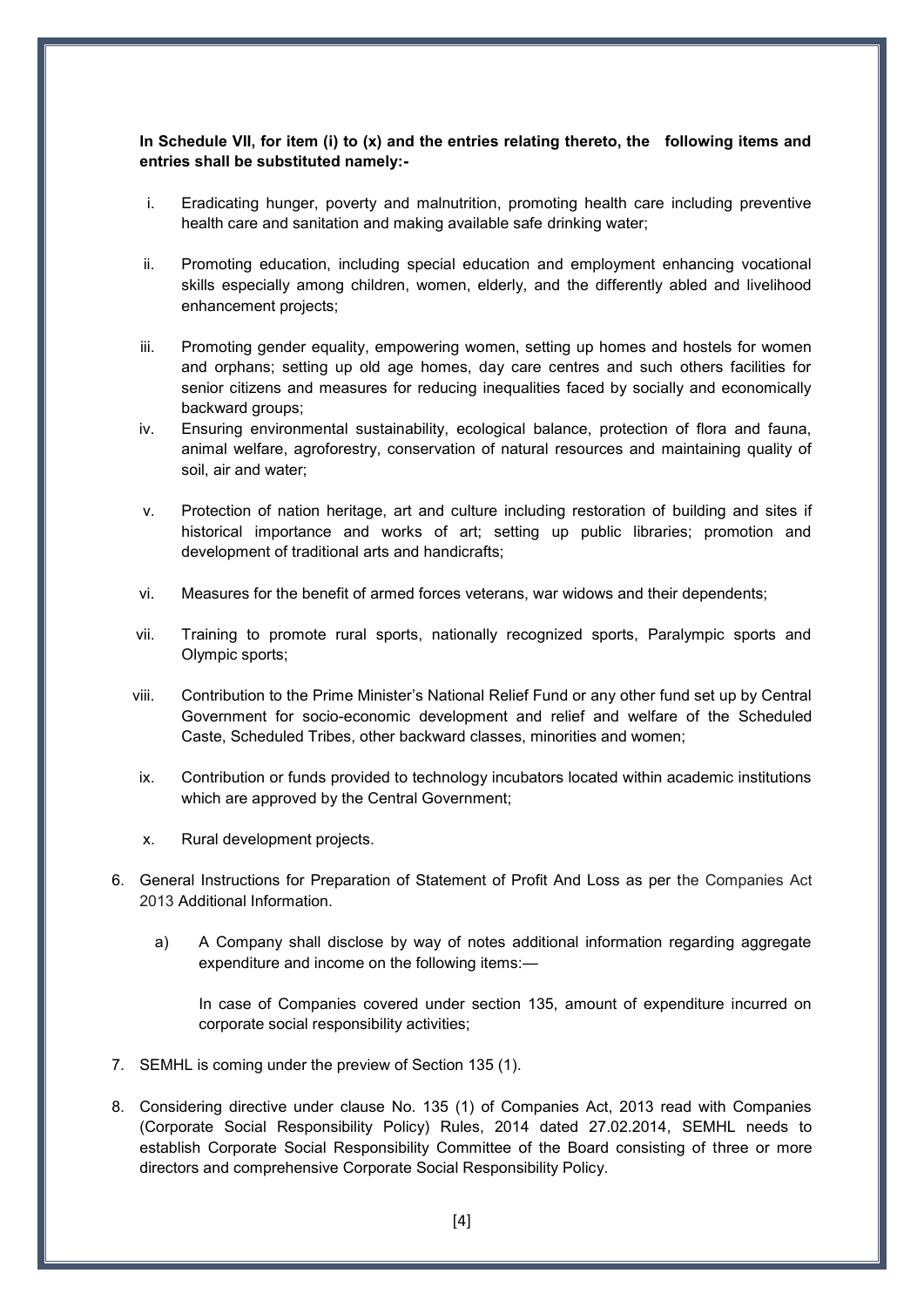**In Schedule VII, for item (i) to (x) and the entries relating thereto, the following items and entries shall be substituted namely:-**

i. Eradicating hunger, poverty and malnutrition, promoting health care including preventive health care and sanitation and making available safe drinking water;

ii. Promoting education, including special education and employment enhancing vocational skills especially among children, women, elderly, and the differently abled and livelihood enhancement projects;

iii. Promoting gender equality, empowering women, setting up homes and hostels for women and orphans; setting up old age homes, day care centres and such others facilities for senior citizens and measures for reducing inequalities faced by socially and economically backward groups;

iv. Ensuring environmental sustainability, ecological balance, protection of flora and fauna, animal welfare, agroforestry, conservation of natural resources and maintaining quality of soil, air and water;

v. Protection of nation heritage, art and culture including restoration of building and sites if historical importance and works of art; setting up public libraries; promotion and development of traditional arts and handicrafts;

vi. Measures for the benefit of armed forces veterans, war widows and their dependents;

vii. Training to promote rural sports, nationally recognized sports, Paralympic sports and Olympic sports;

viii. Contribution to the Prime Minister's National Relief Fund or any other fund set up by Central Government for socio-economic development and relief and welfare of the Scheduled Caste, Scheduled Tribes, other backward classes, minorities and women;

ix. Contribution or funds provided to technology incubators located within academic institutions which are approved by the Central Government;

x. Rural development projects.

6. General Instructions for Preparation of Statement of Profit And Loss as per the Companies Act 2013 Additional Information.

   a) A Company shall disclose by way of notes additional information regarding aggregate expenditure and income on the following items:—

      In case of Companies covered under section 135, amount of expenditure incurred on corporate social responsibility activities;

7. SEMHL is coming under the preview of Section 135 (1).

8. Considering directive under clause No. 135 (1) of Companies Act, 2013 read with Companies (Corporate Social Responsibility Policy) Rules, 2014 dated 27.02.2014, SEMHL needs to establish Corporate Social Responsibility Committee of the Board consisting of three or more directors and comprehensive Corporate Social Responsibility Policy.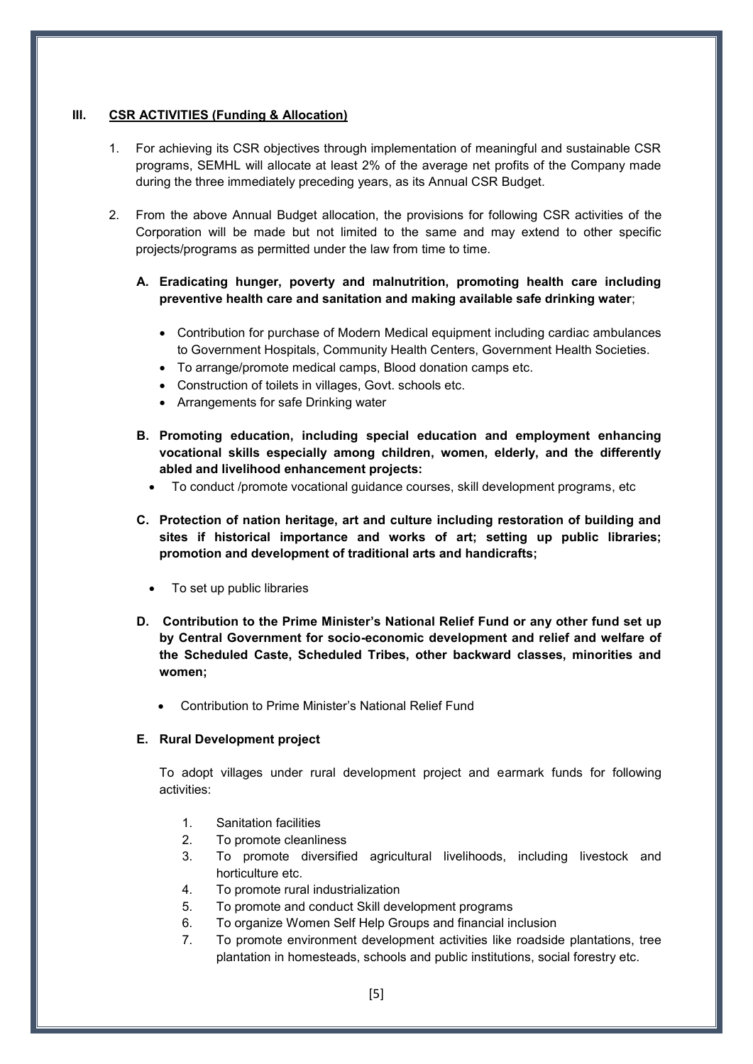## III. CSR ACTIVITIES (Funding & Allocation)

1. For achieving its CSR objectives through implementation of meaningful and sustainable CSR programs, SEMHL will allocate at least 2% of the average net profits of the Company made during the three immediately preceding years, as its Annual CSR Budget.

2. From the above Annual Budget allocation, the provisions for following CSR activities of the Corporation will be made but not limited to the same and may extend to other specific projects/programs as permitted under the law from time to time.

   **A. Eradicating hunger, poverty and malnutrition, promoting health care including preventive health care and sanitation and making available safe drinking water**;

   - Contribution for purchase of Modern Medical equipment including cardiac ambulances to Government Hospitals, Community Health Centers, Government Health Societies.
   - To arrange/promote medical camps, Blood donation camps etc.
   - Construction of toilets in villages, Govt. schools etc.
   - Arrangements for safe Drinking water

   **B. Promoting education, including special education and employment enhancing vocational skills especially among children, women, elderly, and the differently abled and livelihood enhancement projects:**

   - To conduct /promote vocational guidance courses, skill development programs, etc

   **C. Protection of nation heritage, art and culture including restoration of building and sites if historical importance and works of art; setting up public libraries; promotion and development of traditional arts and handicrafts;**

   - To set up public libraries

   **D. Contribution to the Prime Minister's National Relief Fund or any other fund set up by Central Government for socio-economic development and relief and welfare of the Scheduled Caste, Scheduled Tribes, other backward classes, minorities and women;**

   - Contribution to Prime Minister's National Relief Fund

   **E. Rural Development project**

   To adopt villages under rural development project and earmark funds for following activities:

   1. Sanitation facilities
   2. To promote cleanliness
   3. To promote diversified agricultural livelihoods, including livestock and horticulture etc.
   4. To promote rural industrialization
   5. To promote and conduct Skill development programs
   6. To organize Women Self Help Groups and financial inclusion
   7. To promote environment development activities like roadside plantations, tree plantation in homesteads, schools and public institutions, social forestry etc.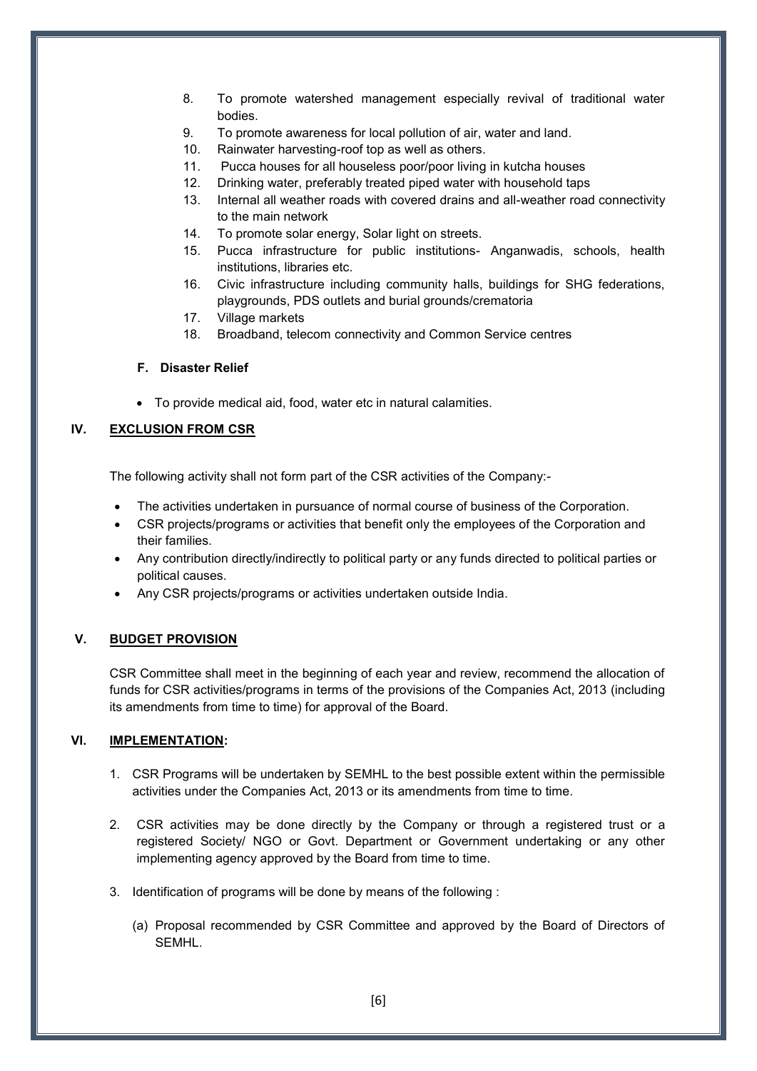8. To promote watershed management especially revival of traditional water bodies.
9. To promote awareness for local pollution of air, water and land.
10. Rainwater harvesting-roof top as well as others.
11. Pucca houses for all houseless poor/poor living in kutcha houses
12. Drinking water, preferably treated piped water with household taps
13. Internal all weather roads with covered drains and all-weather road connectivity to the main network
14. To promote solar energy, Solar light on streets.
15. Pucca infrastructure for public institutions- Anganwadis, schools, health institutions, libraries etc.
16. Civic infrastructure including community halls, buildings for SHG federations, playgrounds, PDS outlets and burial grounds/crematoria
17. Village markets
18. Broadband, telecom connectivity and Common Service centres

#### F. Disaster Relief

- To provide medical aid, food, water etc in natural calamities.

## IV. EXCLUSION FROM CSR

The following activity shall not form part of the CSR activities of the Company:-

- The activities undertaken in pursuance of normal course of business of the Corporation.
- CSR projects/programs or activities that benefit only the employees of the Corporation and their families.
- Any contribution directly/indirectly to political party or any funds directed to political parties or political causes.
- Any CSR projects/programs or activities undertaken outside India.

## V. BUDGET PROVISION

CSR Committee shall meet in the beginning of each year and review, recommend the allocation of funds for CSR activities/programs in terms of the provisions of the Companies Act, 2013 (including its amendments from time to time) for approval of the Board.

## VI. IMPLEMENTATION:

1. CSR Programs will be undertaken by SEMHL to the best possible extent within the permissible activities under the Companies Act, 2013 or its amendments from time to time.

2. CSR activities may be done directly by the Company or through a registered trust or a registered Society/ NGO or Govt. Department or Government undertaking or any other implementing agency approved by the Board from time to time.

3. Identification of programs will be done by means of the following :

   (a) Proposal recommended by CSR Committee and approved by the Board of Directors of SEMHL.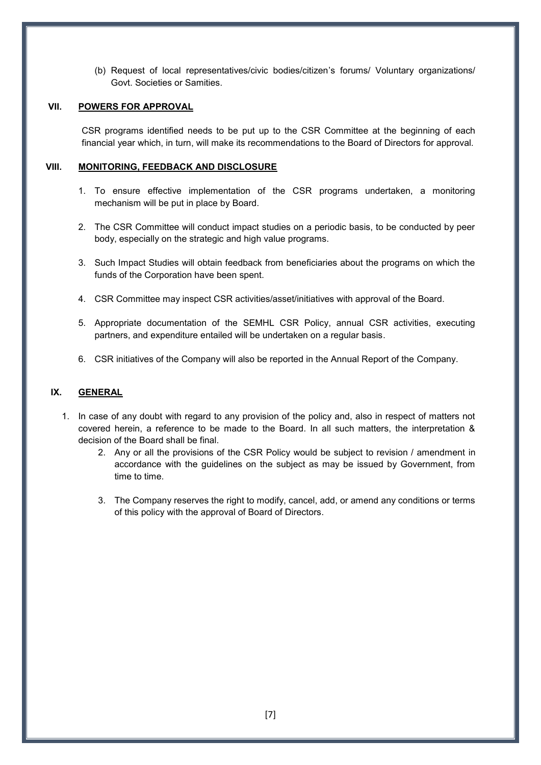(b) Request of local representatives/civic bodies/citizen's forums/ Voluntary organizations/ Govt. Societies or Samities.

## VII. POWERS FOR APPROVAL

CSR programs identified needs to be put up to the CSR Committee at the beginning of each financial year which, in turn, will make its recommendations to the Board of Directors for approval.

## VIII. MONITORING, FEEDBACK AND DISCLOSURE

1. To ensure effective implementation of the CSR programs undertaken, a monitoring mechanism will be put in place by Board.
2. The CSR Committee will conduct impact studies on a periodic basis, to be conducted by peer body, especially on the strategic and high value programs.
3. Such Impact Studies will obtain feedback from beneficiaries about the programs on which the funds of the Corporation have been spent.
4. CSR Committee may inspect CSR activities/asset/initiatives with approval of the Board.
5. Appropriate documentation of the SEMHL CSR Policy, annual CSR activities, executing partners, and expenditure entailed will be undertaken on a regular basis.
6. CSR initiatives of the Company will also be reported in the Annual Report of the Company.

## IX. GENERAL

1. In case of any doubt with regard to any provision of the policy and, also in respect of matters not covered herein, a reference to be made to the Board. In all such matters, the interpretation & decision of the Board shall be final.
2. Any or all the provisions of the CSR Policy would be subject to revision / amendment in accordance with the guidelines on the subject as may be issued by Government, from time to time.
3. The Company reserves the right to modify, cancel, add, or amend any conditions or terms of this policy with the approval of Board of Directors.